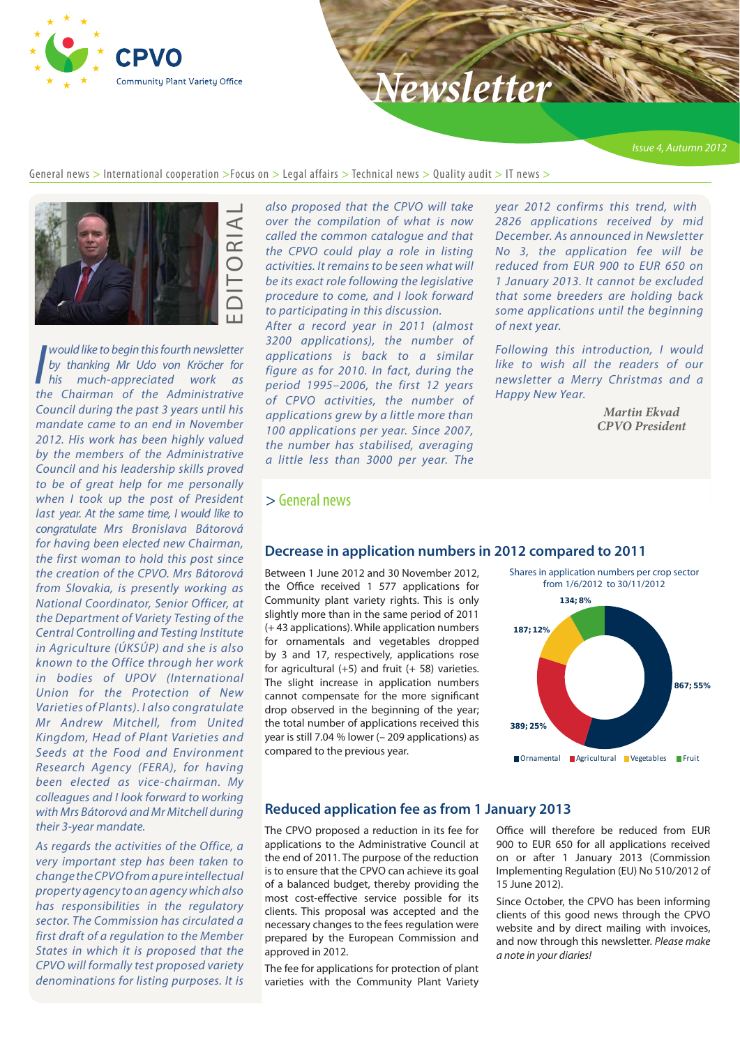# CPVO Newsletter

Community Plant Variety Office

Issue 4, Autumn 2012

General news > International cooperation > Focus on > Legal affairs > Technical news > Quality audit > IT news >

## EDITORIAL

*I would like to begin this fourth newsletter by thanking Mr Udo von Kröcher for his much-appreciated work as the Chairman of the Administrative Council during the past 3 years until his mandate came to an end in November 2012. His work has been highly valued by the members of the Administrative Council and his leadership skills proved to be of great help for me personally when I took up the post of President last year. At the same time, I would like to congratulate Mrs Bronislava Bátorová for having been elected new Chairman, the first woman to hold this post since the creation of the CPVO. Mrs Bátorová from Slovakia, is presently working as National Coordinator, Senior Officer, at the Department of Variety Testing of the Central Controlling and Testing Institute in Agriculture (ÚKSÚP) and she is also known to the Office through her work in bodies of UPOV (International Union for the Protection of New Varieties of Plants). I also congratulate Mr Andrew Mitchell, from United Kingdom, Head of Plant Varieties and Seeds at the Food and Environment Research Agency (FERA), for having been elected as vice-chairman. My colleagues and I look forward to working with Mrs Bátorová and Mr Mitchell during their 3-year mandate.*

*As regards the activities of the Office, a very important step has been taken to change the CPVO from a pure intellectual property agency to an agency which also has responsibilities in the regulatory sector. The Commission has circulated a first draft of a regulation to the Member States in which it is proposed that the CPVO will formally test proposed variety denominations for listing purposes. It is also proposed that the CPVO will take over the compilation of what is now called the common catalogue and that the CPVO could play a role in listing activities. It remains to be seen what will be its exact role following the legislative procedure to come, and I look forward to participating in this discussion.*

*After a record year in 2011 (almost 3200 applications), the number of applications is back to a similar figure as for 2010. In fact, during the period 1995–2006, the first 12 years of CPVO activities, the number of applications grew by a little more than 100 applications per year. Since 2007, the number has stabilised, averaging a little less than 3000 per year. The year 2012 confirms this trend, with 2826 applications received by mid December. As announced in Newsletter No 3, the application fee will be reduced from EUR 900 to EUR 650 on 1 January 2013. It cannot be excluded that some breeders are holding back some applications until the beginning of next year.*

*Following this introduction, I would like to wish all the readers of our newsletter a Merry Christmas and a Happy New Year.*

**Martin Ekvad**
**CPVO President**

## > General news

### Decrease in application numbers in 2012 compared to 2011

Between 1 June 2012 and 30 November 2012, the Office received 1 577 applications for Community plant variety rights. This is only slightly more than in the same period of 2011 (+ 43 applications). While application numbers for ornamentals and vegetables dropped by 3 and 17, respectively, applications rose for agricultural (+5) and fruit (+ 58) varieties. The slight increase in application numbers cannot compensate for the more significant drop observed in the beginning of the year; the total number of applications received this year is still 7.04 % lower (– 209 applications) as compared to the previous year.

Shares in application numbers per crop sector from 1/6/2012 to 30/11/2012

| Sector | Applications; Share |
|---|---|
| Ornamental | 867; 55% |
| Agricultural | 389; 25% |
| Vegetables | 187; 12% |
| Fruit | 134; 8% |

### Reduced application fee as from 1 January 2013

The CPVO proposed a reduction in its fee for applications to the Administrative Council at the end of 2011. The purpose of the reduction is to ensure that the CPVO can achieve its goal of a balanced budget, thereby providing the most cost-effective service possible for its clients. This proposal was accepted and the necessary changes to the fees regulation were prepared by the European Commission and approved in 2012.

The fee for applications for protection of plant varieties with the Community Plant Variety Office will therefore be reduced from EUR 900 to EUR 650 for all applications received on or after 1 January 2013 (Commission Implementing Regulation (EU) No 510/2012 of 15 June 2012).

Since October, the CPVO has been informing clients of this good news through the CPVO website and by direct mailing with invoices, and now through this newsletter. *Please make a note in your diaries!*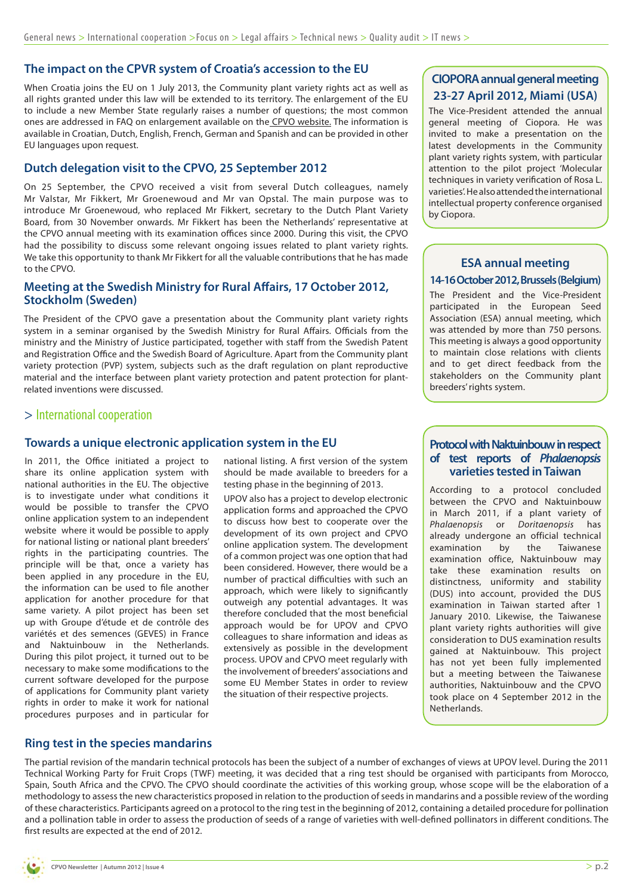## The impact on the CPVR system of Croatia's accession to the EU

When Croatia joins the EU on 1 July 2013, the Community plant variety rights act as well as all rights granted under this law will be extended to its territory. The enlargement of the EU to include a new Member State regularly raises a number of questions; the most common ones are addressed in FAQ on enlargement available on the CPVO website. The information is available in Croatian, Dutch, English, French, German and Spanish and can be provided in other EU languages upon request.

## Dutch delegation visit to the CPVO, 25 September 2012

On 25 September, the CPVO received a visit from several Dutch colleagues, namely Mr Valstar, Mr Fikkert, Mr Groenewoud and Mr van Opstal. The main purpose was to introduce Mr Groenewoud, who replaced Mr Fikkert, secretary to the Dutch Plant Variety Board, from 30 November onwards. Mr Fikkert has been the Netherlands' representative at the CPVO annual meeting with its examination offices since 2000. During this visit, the CPVO had the possibility to discuss some relevant ongoing issues related to plant variety rights. We take this opportunity to thank Mr Fikkert for all the valuable contributions that he has made to the CPVO.

## Meeting at the Swedish Ministry for Rural Affairs, 17 October 2012, Stockholm (Sweden)

The President of the CPVO gave a presentation about the Community plant variety rights system in a seminar organised by the Swedish Ministry for Rural Affairs. Officials from the ministry and the Ministry of Justice participated, together with staff from the Swedish Patent and Registration Office and the Swedish Board of Agriculture. Apart from the Community plant variety protection (PVP) system, subjects such as the draft regulation on plant reproductive material and the interface between plant variety protection and patent protection for plant-related inventions were discussed.

## CIOPORA annual general meeting 23-27 April 2012, Miami (USA)

The Vice-President attended the annual general meeting of Ciopora. He was invited to make a presentation on the latest developments in the Community plant variety rights system, with particular attention to the pilot project 'Molecular techniques in variety verification of Rosa L. varieties'. He also attended the international intellectual property conference organised by Ciopora.

## ESA annual meeting

### 14-16 October 2012, Brussels (Belgium)

The President and the Vice-President participated in the European Seed Association (ESA) annual meeting, which was attended by more than 750 persons. This meeting is always a good opportunity to maintain close relations with clients and to get direct feedback from the stakeholders on the Community plant breeders' rights system.

# > International cooperation

## Towards a unique electronic application system in the EU

In 2011, the Office initiated a project to share its online application system with national authorities in the EU. The objective is to investigate under what conditions it would be possible to transfer the CPVO online application system to an independent website where it would be possible to apply for national listing or national plant breeders' rights in the participating countries. The principle will be that, once a variety has been applied in any procedure in the EU, the information can be used to file another application for another procedure for that same variety. A pilot project has been set up with Groupe d'étude et de contrôle des variétés et des semences (GEVES) in France and Naktuinbouw in the Netherlands. During this pilot project, it turned out to be necessary to make some modifications to the current software developed for the purpose of applications for Community plant variety rights in order to make it work for national procedures purposes and in particular for national listing. A first version of the system should be made available to breeders for a testing phase in the beginning of 2013.

UPOV also has a project to develop electronic application forms and approached the CPVO to discuss how best to cooperate over the development of its own project and CPVO online application system. The development of a common project was one option that had been considered. However, there would be a number of practical difficulties with such an approach, which were likely to significantly outweigh any potential advantages. It was therefore concluded that the most beneficial approach would be for UPOV and CPVO colleagues to share information and ideas as extensively as possible in the development process. UPOV and CPVO meet regularly with the involvement of breeders' associations and some EU Member States in order to review the situation of their respective projects.

## Protocol with Naktuinbouw in respect of test reports of *Phalaenopsis* varieties tested in Taiwan

According to a protocol concluded between the CPVO and Naktuinbouw in March 2011, if a plant variety of *Phalaenopsis* or *Doritaenopsis* has already undergone an official technical examination by the Taiwanese examination office, Naktuinbouw may take these examination results on distinctness, uniformity and stability (DUS) into account, provided the DUS examination in Taiwan started after 1 January 2010. Likewise, the Taiwanese plant variety rights authorities will give consideration to DUS examination results gained at Naktuinbouw. This project has not yet been fully implemented but a meeting between the Taiwanese authorities, Naktuinbouw and the CPVO took place on 4 September 2012 in the Netherlands.

## Ring test in the species mandarins

The partial revision of the mandarin technical protocols has been the subject of a number of exchanges of views at UPOV level. During the 2011 Technical Working Party for Fruit Crops (TWF) meeting, it was decided that a ring test should be organised with participants from Morocco, Spain, South Africa and the CPVO. The CPVO should coordinate the activities of this working group, whose scope will be the elaboration of a methodology to assess the new characteristics proposed in relation to the production of seeds in mandarins and a possible review of the wording of these characteristics. Participants agreed on a protocol to the ring test in the beginning of 2012, containing a detailed procedure for pollination and a pollination table in order to assess the production of seeds of a range of varieties with well-defined pollinators in different conditions. The first results are expected at the end of 2012.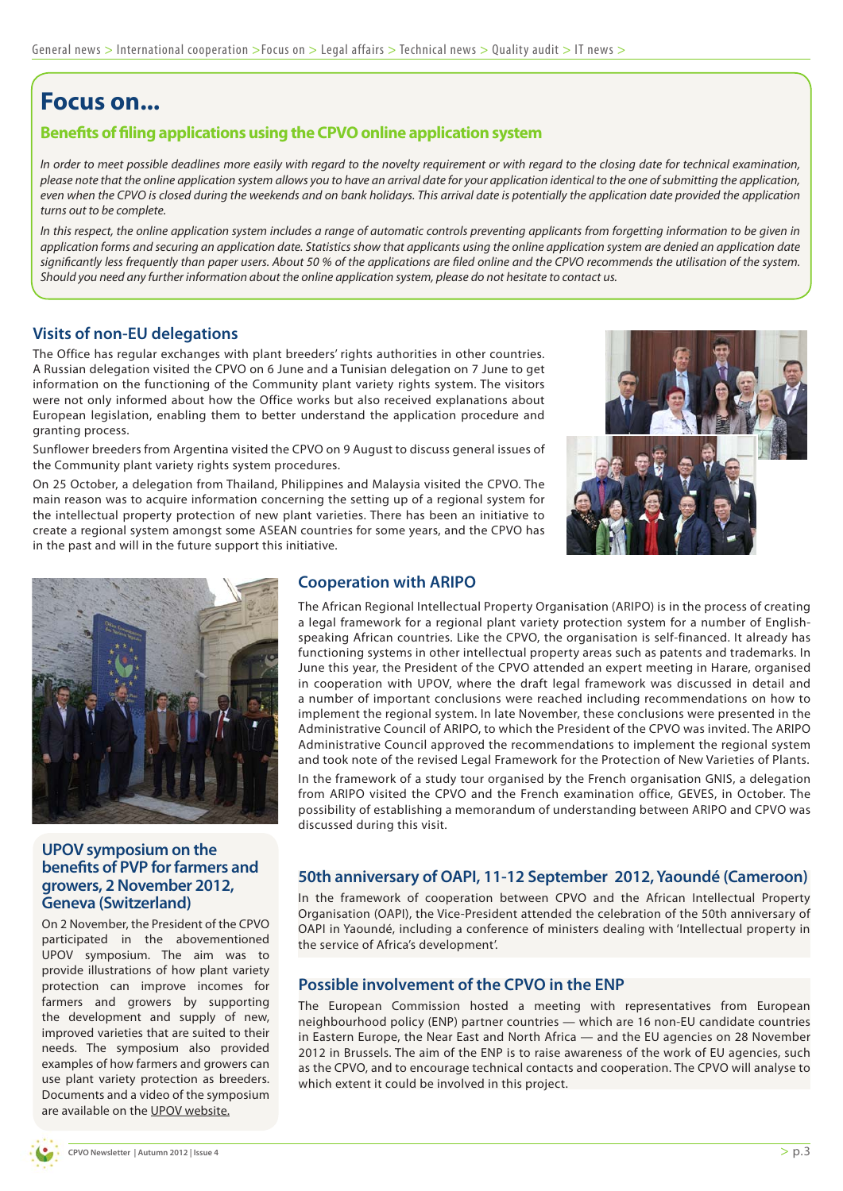# Focus on...

## Benefits of filing applications using the CPVO online application system

*In order to meet possible deadlines more easily with regard to the novelty requirement or with regard to the closing date for technical examination, please note that the online application system allows you to have an arrival date for your application identical to the one of submitting the application, even when the CPVO is closed during the weekends and on bank holidays. This arrival date is potentially the application date provided the application turns out to be complete.*

*In this respect, the online application system includes a range of automatic controls preventing applicants from forgetting information to be given in application forms and securing an application date. Statistics show that applicants using the online application system are denied an application date significantly less frequently than paper users. About 50 % of the applications are filed online and the CPVO recommends the utilisation of the system. Should you need any further information about the online application system, please do not hesitate to contact us.*

## Visits of non-EU delegations

The Office has regular exchanges with plant breeders' rights authorities in other countries. A Russian delegation visited the CPVO on 6 June and a Tunisian delegation on 7 June to get information on the functioning of the Community plant variety rights system. The visitors were not only informed about how the Office works but also received explanations about European legislation, enabling them to better understand the application procedure and granting process.

Sunflower breeders from Argentina visited the CPVO on 9 August to discuss general issues of the Community plant variety rights system procedures.

On 25 October, a delegation from Thailand, Philippines and Malaysia visited the CPVO. The main reason was to acquire information concerning the setting up of a regional system for the intellectual property protection of new plant varieties. There has been an initiative to create a regional system amongst some ASEAN countries for some years, and the CPVO has in the past and will in the future support this initiative.

## Cooperation with ARIPO

The African Regional Intellectual Property Organisation (ARIPO) is in the process of creating a legal framework for a regional plant variety protection system for a number of English-speaking African countries. Like the CPVO, the organisation is self-financed. It already has functioning systems in other intellectual property areas such as patents and trademarks. In June this year, the President of the CPVO attended an expert meeting in Harare, organised in cooperation with UPOV, where the draft legal framework was discussed in detail and a number of important conclusions were reached including recommendations on how to implement the regional system. In late November, these conclusions were presented in the Administrative Council of ARIPO, to which the President of the CPVO was invited. The ARIPO Administrative Council approved the recommendations to implement the regional system and took note of the revised Legal Framework for the Protection of New Varieties of Plants.

In the framework of a study tour organised by the French organisation GNIS, a delegation from ARIPO visited the CPVO and the French examination office, GEVES, in October. The possibility of establishing a memorandum of understanding between ARIPO and CPVO was discussed during this visit.

## UPOV symposium on the benefits of PVP for farmers and growers, 2 November 2012, Geneva (Switzerland)

On 2 November, the President of the CPVO participated in the abovementioned UPOV symposium. The aim was to provide illustrations of how plant variety protection can improve incomes for farmers and growers by supporting the development and supply of new, improved varieties that are suited to their needs. The symposium also provided examples of how farmers and growers can use plant variety protection as breeders. Documents and a video of the symposium are available on the UPOV website.

## 50th anniversary of OAPI, 11-12 September 2012, Yaoundé (Cameroon)

In the framework of cooperation between CPVO and the African Intellectual Property Organisation (OAPI), the Vice-President attended the celebration of the 50th anniversary of OAPI in Yaoundé, including a conference of ministers dealing with 'Intellectual property in the service of Africa's development'.

## Possible involvement of the CPVO in the ENP

The European Commission hosted a meeting with representatives from European neighbourhood policy (ENP) partner countries — which are 16 non-EU candidate countries in Eastern Europe, the Near East and North Africa — and the EU agencies on 28 November 2012 in Brussels. The aim of the ENP is to raise awareness of the work of EU agencies, such as the CPVO, and to encourage technical contacts and cooperation. The CPVO will analyse to which extent it could be involved in this project.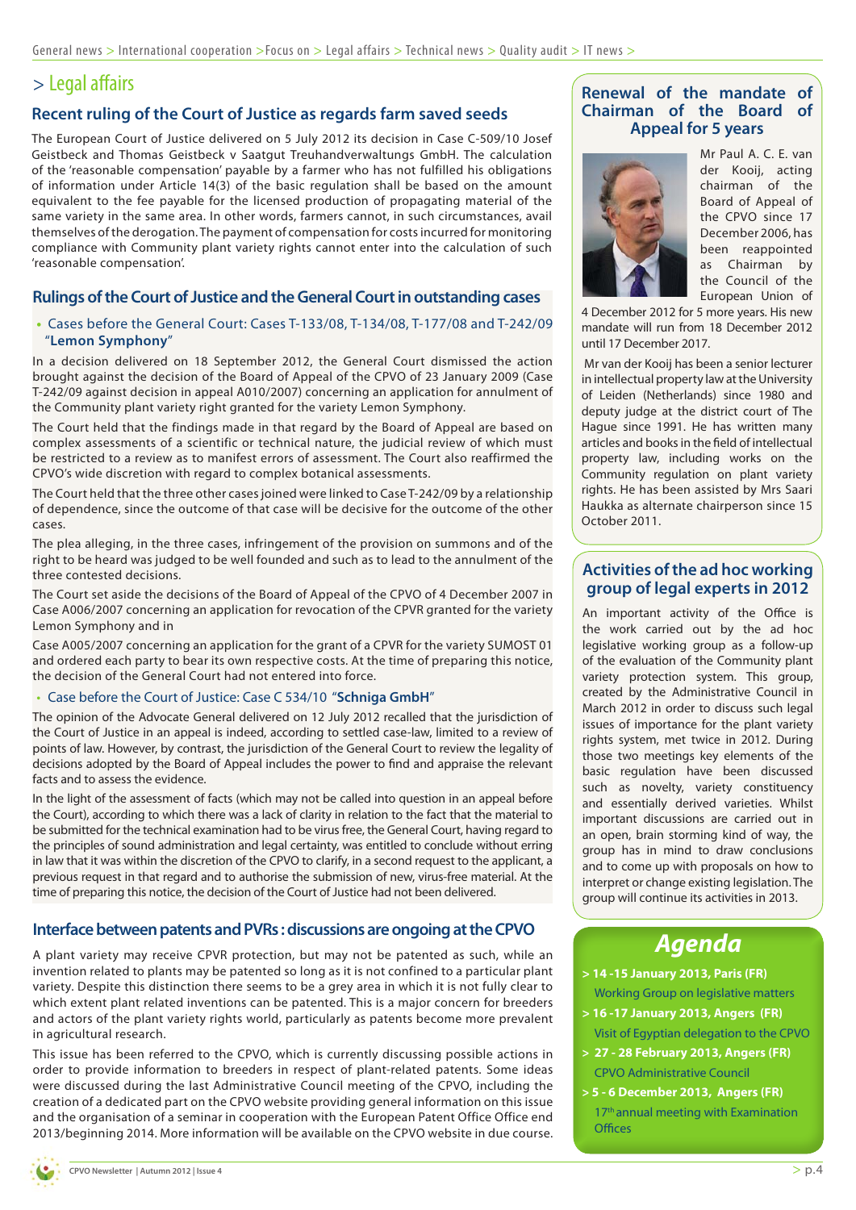# > Legal affairs

## Recent ruling of the Court of Justice as regards farm saved seeds

The European Court of Justice delivered on 5 July 2012 its decision in Case C-509/10 Josef Geistbeck and Thomas Geistbeck v Saatgut Treuhandverwaltungs GmbH. The calculation of the 'reasonable compensation' payable by a farmer who has not fulfilled his obligations of information under Article 14(3) of the basic regulation shall be based on the amount equivalent to the fee payable for the licensed production of propagating material of the same variety in the same area. In other words, farmers cannot, in such circumstances, avail themselves of the derogation. The payment of compensation for costs incurred for monitoring compliance with Community plant variety rights cannot enter into the calculation of such 'reasonable compensation'.

## Rulings of the Court of Justice and the General Court in outstanding cases

- Cases before the General Court: Cases T-133/08, T-134/08, T-177/08 and T-242/09 "**Lemon Symphony**"

In a decision delivered on 18 September 2012, the General Court dismissed the action brought against the decision of the Board of Appeal of the CPVO of 23 January 2009 (Case T-242/09 against decision in appeal A010/2007) concerning an application for annulment of the Community plant variety right granted for the variety Lemon Symphony.

The Court held that the findings made in that regard by the Board of Appeal are based on complex assessments of a scientific or technical nature, the judicial review of which must be restricted to a review as to manifest errors of assessment. The Court also reaffirmed the CPVO's wide discretion with regard to complex botanical assessments.

The Court held that the three other cases joined were linked to Case T-242/09 by a relationship of dependence, since the outcome of that case will be decisive for the outcome of the other cases.

The plea alleging, in the three cases, infringement of the provision on summons and of the right to be heard was judged to be well founded and such as to lead to the annulment of the three contested decisions.

The Court set aside the decisions of the Board of Appeal of the CPVO of 4 December 2007 in Case A006/2007 concerning an application for revocation of the CPVR granted for the variety Lemon Symphony and in

Case A005/2007 concerning an application for the grant of a CPVR for the variety SUMOST 01 and ordered each party to bear its own respective costs. At the time of preparing this notice, the decision of the General Court had not entered into force.

- Case before the Court of Justice: Case C 534/10 "**Schniga GmbH**"

The opinion of the Advocate General delivered on 12 July 2012 recalled that the jurisdiction of the Court of Justice in an appeal is indeed, according to settled case-law, limited to a review of points of law. However, by contrast, the jurisdiction of the General Court to review the legality of decisions adopted by the Board of Appeal includes the power to find and appraise the relevant facts and to assess the evidence.

In the light of the assessment of facts (which may not be called into question in an appeal before the Court), according to which there was a lack of clarity in relation to the fact that the material to be submitted for the technical examination had to be virus free, the General Court, having regard to the principles of sound administration and legal certainty, was entitled to conclude without erring in law that it was within the discretion of the CPVO to clarify, in a second request to the applicant, a previous request in that regard and to authorise the submission of new, virus-free material. At the time of preparing this notice, the decision of the Court of Justice had not been delivered.

## Interface between patents and PVRs : discussions are ongoing at the CPVO

A plant variety may receive CPVR protection, but may not be patented as such, while an invention related to plants may be patented so long as it is not confined to a particular plant variety. Despite this distinction there seems to be a grey area in which it is not fully clear to which extent plant related inventions can be patented. This is a major concern for breeders and actors of the plant variety rights world, particularly as patents become more prevalent in agricultural research.

This issue has been referred to the CPVO, which is currently discussing possible actions in order to provide information to breeders in respect of plant-related patents. Some ideas were discussed during the last Administrative Council meeting of the CPVO, including the creation of a dedicated part on the CPVO website providing general information on this issue and the organisation of a seminar in cooperation with the European Patent Office Office end 2013/beginning 2014. More information will be available on the CPVO website in due course.

## Renewal of the mandate of Chairman of the Board of Appeal for 5 years

Mr Paul A. C. E. van der Kooij, acting chairman of the Board of Appeal of the CPVO since 17 December 2006, has been reappointed as Chairman by the Council of the European Union of 4 December 2012 for 5 more years. His new mandate will run from 18 December 2012 until 17 December 2017.

Mr van der Kooij has been a senior lecturer in intellectual property law at the University of Leiden (Netherlands) since 1980 and deputy judge at the district court of The Hague since 1991. He has written many articles and books in the field of intellectual property law, including works on the Community regulation on plant variety rights. He has been assisted by Mrs Saari Haukka as alternate chairperson since 15 October 2011.

## Activities of the ad hoc working group of legal experts in 2012

An important activity of the Office is the work carried out by the ad hoc legislative working group as a follow-up of the evaluation of the Community plant variety protection system. This group, created by the Administrative Council in March 2012 in order to discuss such legal issues of importance for the plant variety rights system, met twice in 2012. During those two meetings key elements of the basic regulation have been discussed such as novelty, variety constituency and essentially derived varieties. Whilst important discussions are carried out in an open, brain storming kind of way, the group has in mind to draw conclusions and to come up with proposals on how to interpret or change existing legislation. The group will continue its activities in 2013.

## Agenda

- **> 14 -15 January 2013, Paris (FR)**
  Working Group on legislative matters
- **> 16 -17 January 2013, Angers (FR)**
  Visit of Egyptian delegation to the CPVO
- **> 27 - 28 February 2013, Angers (FR)**
  CPVO Administrative Council
- **> 5 - 6 December 2013, Angers (FR)**
  17th annual meeting with Examination Offices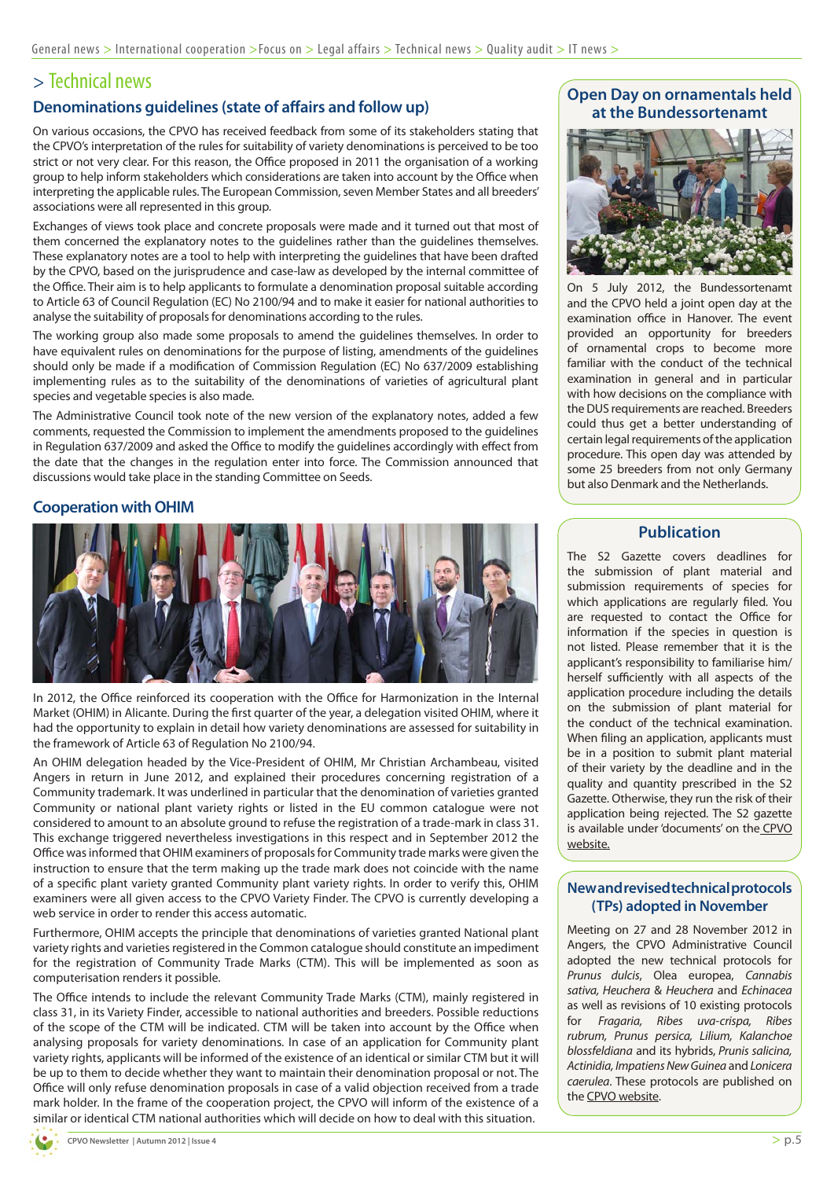# > Technical news

## Denominations guidelines (state of affairs and follow up)

On various occasions, the CPVO has received feedback from some of its stakeholders stating that the CPVO's interpretation of the rules for suitability of variety denominations is perceived to be too strict or not very clear. For this reason, the Office proposed in 2011 the organisation of a working group to help inform stakeholders which considerations are taken into account by the Office when interpreting the applicable rules. The European Commission, seven Member States and all breeders' associations were all represented in this group.

Exchanges of views took place and concrete proposals were made and it turned out that most of them concerned the explanatory notes to the guidelines rather than the guidelines themselves. These explanatory notes are a tool to help with interpreting the guidelines that have been drafted by the CPVO, based on the jurisprudence and case-law as developed by the internal committee of the Office. Their aim is to help applicants to formulate a denomination proposal suitable according to Article 63 of Council Regulation (EC) No 2100/94 and to make it easier for national authorities to analyse the suitability of proposals for denominations according to the rules.

The working group also made some proposals to amend the guidelines themselves. In order to have equivalent rules on denominations for the purpose of listing, amendments of the guidelines should only be made if a modification of Commission Regulation (EC) No 637/2009 establishing implementing rules as to the suitability of the denominations of varieties of agricultural plant species and vegetable species is also made.

The Administrative Council took note of the new version of the explanatory notes, added a few comments, requested the Commission to implement the amendments proposed to the guidelines in Regulation 637/2009 and asked the Office to modify the guidelines accordingly with effect from the date that the changes in the regulation enter into force. The Commission announced that discussions would take place in the standing Committee on Seeds.

## Cooperation with OHIM

In 2012, the Office reinforced its cooperation with the Office for Harmonization in the Internal Market (OHIM) in Alicante. During the first quarter of the year, a delegation visited OHIM, where it had the opportunity to explain in detail how variety denominations are assessed for suitability in the framework of Article 63 of Regulation No 2100/94.

An OHIM delegation headed by the Vice-President of OHIM, Mr Christian Archambeau, visited Angers in return in June 2012, and explained their procedures concerning registration of a Community trademark. It was underlined in particular that the denomination of varieties granted Community or national plant variety rights or listed in the EU common catalogue were not considered to amount to an absolute ground to refuse the registration of a trade-mark in class 31. This exchange triggered nevertheless investigations in this respect and in September 2012 the Office was informed that OHIM examiners of proposals for Community trade marks were given the instruction to ensure that the term making up the trade mark does not coincide with the name of a specific plant variety granted Community plant variety rights. In order to verify this, OHIM examiners were all given access to the CPVO Variety Finder. The CPVO is currently developing a web service in order to render this access automatic.

Furthermore, OHIM accepts the principle that denominations of varieties granted National plant variety rights and varieties registered in the Common catalogue should constitute an impediment for the registration of Community Trade Marks (CTM). This will be implemented as soon as computerisation renders it possible.

The Office intends to include the relevant Community Trade Marks (CTM), mainly registered in class 31, in its Variety Finder, accessible to national authorities and breeders. Possible reductions of the scope of the CTM will be indicated. CTM will be taken into account by the Office when analysing proposals for variety denominations. In case of an application for Community plant variety rights, applicants will be informed of the existence of an identical or similar CTM but it will be up to them to decide whether they want to maintain their denomination proposal or not. The Office will only refuse denomination proposals in case of a valid objection received from a trade mark holder. In the frame of the cooperation project, the CPVO will inform of the existence of a similar or identical CTM national authorities which will decide on how to deal with this situation.

## Open Day on ornamentals held at the Bundessortenamt

On 5 July 2012, the Bundessortenamt and the CPVO held a joint open day at the examination office in Hanover. The event provided an opportunity for breeders of ornamental crops to become more familiar with the conduct of the technical examination in general and in particular with how decisions on the compliance with the DUS requirements are reached. Breeders could thus get a better understanding of certain legal requirements of the application procedure. This open day was attended by some 25 breeders from not only Germany but also Denmark and the Netherlands.

## Publication

The S2 Gazette covers deadlines for the submission of plant material and submission requirements of species for which applications are regularly filed. You are requested to contact the Office for information if the species in question is not listed. Please remember that it is the applicant's responsibility to familiarise him/herself sufficiently with all aspects of the application procedure including the details on the submission of plant material for the conduct of the technical examination. When filing an application, applicants must be in a position to submit plant material of their variety by the deadline and in the quality and quantity prescribed in the S2 Gazette. Otherwise, they run the risk of their application being rejected. The S2 gazette is available under 'documents' on the CPVO website.

## New and revised technical protocols (TPs) adopted in November

Meeting on 27 and 28 November 2012 in Angers, the CPVO Administrative Council adopted the new technical protocols for *Prunus dulcis*, Olea europea, *Cannabis sativa, Heuchera* & *Heuchera* and *Echinacea* as well as revisions of 10 existing protocols for *Fragaria, Ribes uva-crispa, Ribes rubrum, Prunus persica, Lilium, Kalanchoe blossfeldiana* and its hybrids, *Prunis salicina, Actinidia, Impatiens New Guinea* and *Lonicera caerulea*. These protocols are published on the CPVO website.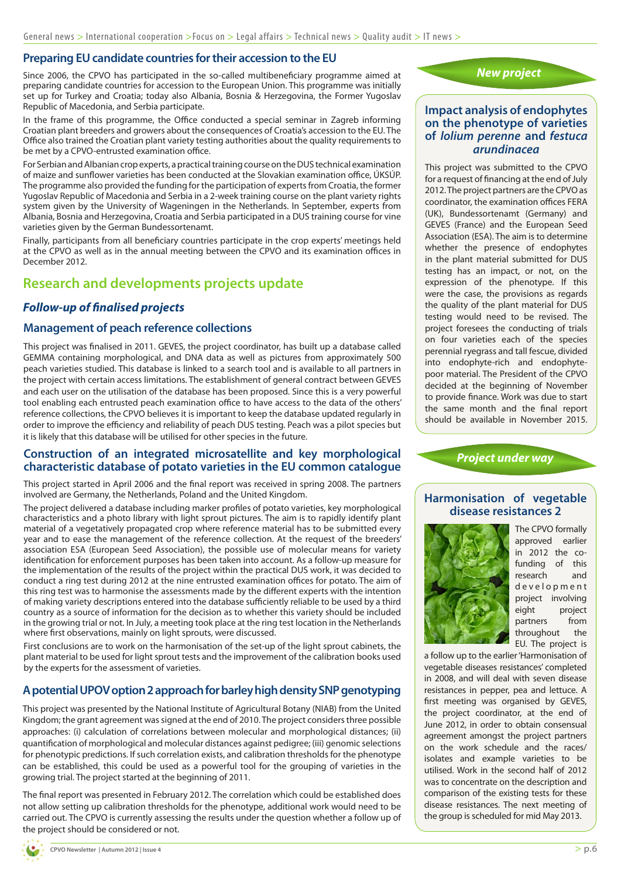## Preparing EU candidate countries for their accession to the EU

Since 2006, the CPVO has participated in the so-called multibeneficiary programme aimed at preparing candidate countries for accession to the European Union. This programme was initially set up for Turkey and Croatia; today also Albania, Bosnia & Herzegovina, the Former Yugoslav Republic of Macedonia, and Serbia participate.

In the frame of this programme, the Office conducted a special seminar in Zagreb informing Croatian plant breeders and growers about the consequences of Croatia's accession to the EU. The Office also trained the Croatian plant variety testing authorities about the quality requirements to be met by a CPVO-entrusted examination office.

For Serbian and Albanian crop experts, a practical training course on the DUS technical examination of maize and sunflower varieties has been conducted at the Slovakian examination office, ÚKSÚP. The programme also provided the funding for the participation of experts from Croatia, the former Yugoslav Republic of Macedonia and Serbia in a 2-week training course on the plant variety rights system given by the University of Wageningen in the Netherlands. In September, experts from Albania, Bosnia and Herzegovina, Croatia and Serbia participated in a DUS training course for vine varieties given by the German Bundessortenamt.

Finally, participants from all beneficiary countries participate in the crop experts' meetings held at the CPVO as well as in the annual meeting between the CPVO and its examination offices in December 2012.

# Research and developments projects update

## *Follow-up of finalised projects*

### Management of peach reference collections

This project was finalised in 2011. GEVES, the project coordinator, has built up a database called GEMMA containing morphological, and DNA data as well as pictures from approximately 500 peach varieties studied. This database is linked to a search tool and is available to all partners in the project with certain access limitations. The establishment of general contract between GEVES and each user on the utilisation of the database has been proposed. Since this is a very powerful tool enabling each entrusted peach examination office to have access to the data of the others' reference collections, the CPVO believes it is important to keep the database updated regularly in order to improve the efficiency and reliability of peach DUS testing. Peach was a pilot species but it is likely that this database will be utilised for other species in the future.

### Construction of an integrated microsatellite and key morphological characteristic database of potato varieties in the EU common catalogue

This project started in April 2006 and the final report was received in spring 2008. The partners involved are Germany, the Netherlands, Poland and the United Kingdom.

The project delivered a database including marker profiles of potato varieties, key morphological characteristics and a photo library with light sprout pictures. The aim is to rapidly identify plant material of a vegetatively propagated crop where reference material has to be submitted every year and to ease the management of the reference collection. At the request of the breeders' association ESA (European Seed Association), the possible use of molecular means for variety identification for enforcement purposes has been taken into account. As a follow-up measure for the implementation of the results of the project within the practical DUS work, it was decided to conduct a ring test during 2012 at the nine entrusted examination offices for potato. The aim of this ring test was to harmonise the assessments made by the different experts with the intention of making variety descriptions entered into the database sufficiently reliable to be used by a third country as a source of information for the decision as to whether this variety should be included in the growing trial or not. In July, a meeting took place at the ring test location in the Netherlands where first observations, mainly on light sprouts, were discussed.

First conclusions are to work on the harmonisation of the set-up of the light sprout cabinets, the plant material to be used for light sprout tests and the improvement of the calibration books used by the experts for the assessment of varieties.

### A potential UPOV option 2 approach for barley high density SNP genotyping

This project was presented by the National Institute of Agricultural Botany (NIAB) from the United Kingdom; the grant agreement was signed at the end of 2010. The project considers three possible approaches: (i) calculation of correlations between molecular and morphological distances; (ii) quantification of morphological and molecular distances against pedigree; (iii) genomic selections for phenotypic predictions. If such correlation exists, and calibration thresholds for the phenotype can be established, this could be used as a powerful tool for the grouping of varieties in the growing trial. The project started at the beginning of 2011.

The final report was presented in February 2012. The correlation which could be established does not allow setting up calibration thresholds for the phenotype, additional work would need to be carried out. The CPVO is currently assessing the results under the question whether a follow up of the project should be considered or not.

## *New project*

### Impact analysis of endophytes on the phenotype of varieties of *lolium perenne* and *festuca arundinacea*

This project was submitted to the CPVO for a request of financing at the end of July 2012. The project partners are the CPVO as coordinator, the examination offices FERA (UK), Bundessortenamt (Germany) and GEVES (France) and the European Seed Association (ESA). The aim is to determine whether the presence of endophytes in the plant material submitted for DUS testing has an impact, or not, on the expression of the phenotype. If this were the case, the provisions as regards the quality of the plant material for DUS testing would need to be revised. The project foresees the conducting of trials on four varieties each of the species perennial ryegrass and tall fescue, divided into endophyte-rich and endophyte-poor material. The President of the CPVO decided at the beginning of November to provide finance. Work was due to start the same month and the final report should be available in November 2015.

## *Project under way*

### Harmonisation of vegetable disease resistances 2

The CPVO formally approved earlier in 2012 the co-funding of this research and development project involving eight project partners from throughout the EU. The project is a follow up to the earlier 'Harmonisation of vegetable diseases resistances' completed in 2008, and will deal with seven disease resistances in pepper, pea and lettuce. A first meeting was organised by GEVES, the project coordinator, at the end of June 2012, in order to obtain consensual agreement amongst the project partners on the work schedule and the races/isolates and example varieties to be utilised. Work in the second half of 2012 was to concentrate on the description and comparison of the existing tests for these disease resistances. The next meeting of the group is scheduled for mid May 2013.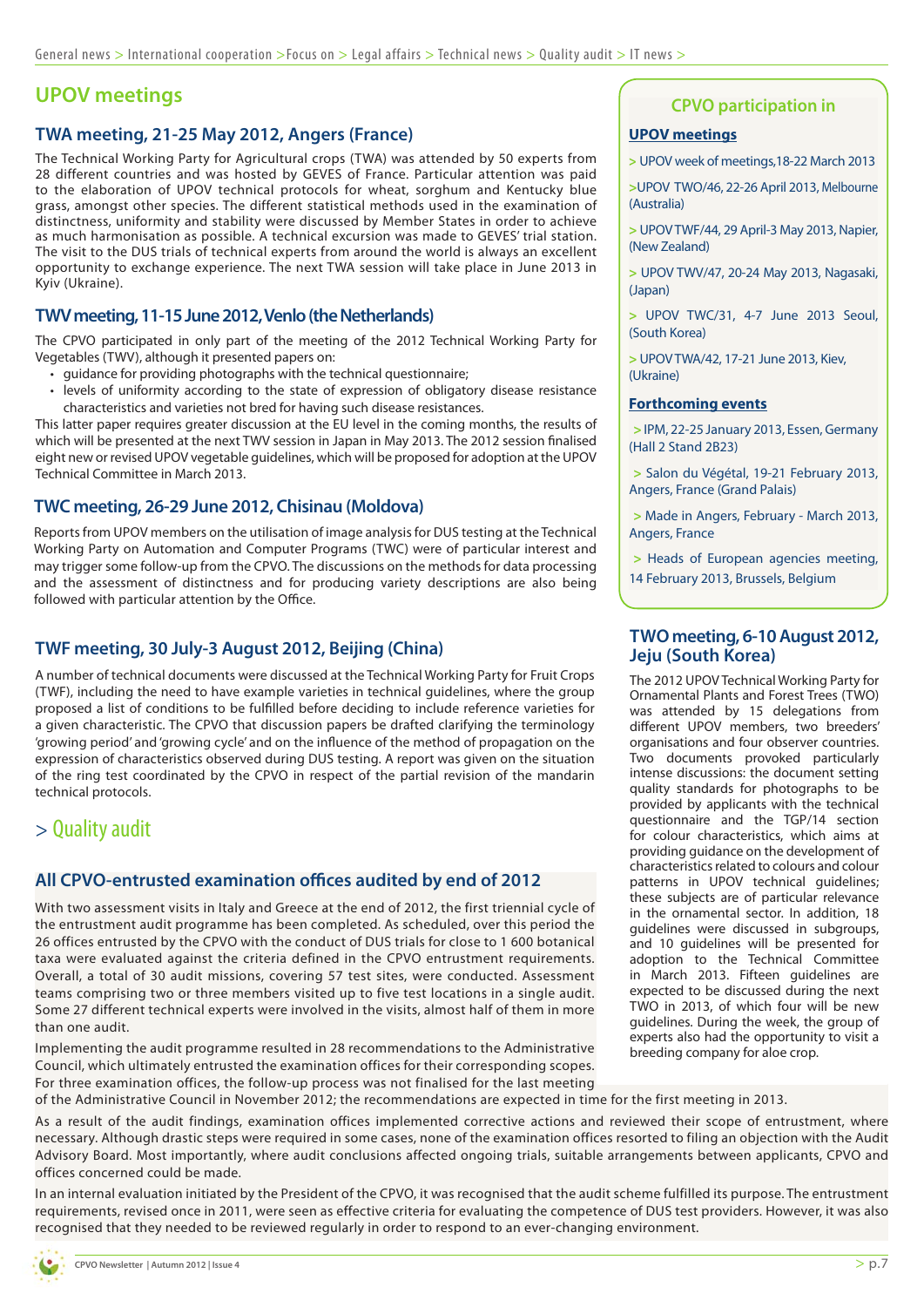# UPOV meetings

## TWA meeting, 21-25 May 2012, Angers (France)

The Technical Working Party for Agricultural crops (TWA) was attended by 50 experts from 28 different countries and was hosted by GEVES of France. Particular attention was paid to the elaboration of UPOV technical protocols for wheat, sorghum and Kentucky blue grass, amongst other species. The different statistical methods used in the examination of distinctness, uniformity and stability were discussed by Member States in order to achieve as much harmonisation as possible. A technical excursion was made to GEVES' trial station. The visit to the DUS trials of technical experts from around the world is always an excellent opportunity to exchange experience. The next TWA session will take place in June 2013 in Kyiv (Ukraine).

## TWV meeting, 11-15 June 2012, Venlo (the Netherlands)

The CPVO participated in only part of the meeting of the 2012 Technical Working Party for Vegetables (TWV), although it presented papers on:

- guidance for providing photographs with the technical questionnaire;
- levels of uniformity according to the state of expression of obligatory disease resistance characteristics and varieties not bred for having such disease resistances.

This latter paper requires greater discussion at the EU level in the coming months, the results of which will be presented at the next TWV session in Japan in May 2013. The 2012 session finalised eight new or revised UPOV vegetable guidelines, which will be proposed for adoption at the UPOV Technical Committee in March 2013.

## TWC meeting, 26-29 June 2012, Chisinau (Moldova)

Reports from UPOV members on the utilisation of image analysis for DUS testing at the Technical Working Party on Automation and Computer Programs (TWC) were of particular interest and may trigger some follow-up from the CPVO. The discussions on the methods for data processing and the assessment of distinctness and for producing variety descriptions are also being followed with particular attention by the Office.

## TWF meeting, 30 July-3 August 2012, Beijing (China)

A number of technical documents were discussed at the Technical Working Party for Fruit Crops (TWF), including the need to have example varieties in technical guidelines, where the group proposed a list of conditions to be fulfilled before deciding to include reference varieties for a given characteristic. The CPVO that discussion papers be drafted clarifying the terminology 'growing period' and 'growing cycle' and on the influence of the method of propagation on the expression of characteristics observed during DUS testing. A report was given on the situation of the ring test coordinated by the CPVO in respect of the partial revision of the mandarin technical protocols.

## TWO meeting, 6-10 August 2012, Jeju (South Korea)

The 2012 UPOV Technical Working Party for Ornamental Plants and Forest Trees (TWO) was attended by 15 delegations from different UPOV members, two breeders' organisations and four observer countries. Two documents provoked particularly intense discussions: the document setting quality standards for photographs to be provided by applicants with the technical questionnaire and the TGP/14 section for colour characteristics, which aims at providing guidance on the development of characteristics related to colours and colour patterns in UPOV technical guidelines; these subjects are of particular relevance in the ornamental sector. In addition, 18 guidelines were discussed in subgroups, and 10 guidelines will be presented for adoption to the Technical Committee in March 2013. Fifteen guidelines are expected to be discussed during the next TWO in 2013, of which four will be new guidelines. During the week, the group of experts also had the opportunity to visit a breeding company for aloe crop.

## CPVO participation in

**UPOV meetings**

> UPOV week of meetings,18-22 March 2013

>UPOV TWO/46, 22-26 April 2013, Melbourne (Australia)

> UPOV TWF/44, 29 April-3 May 2013, Napier, (New Zealand)

> UPOV TWV/47, 20-24 May 2013, Nagasaki, (Japan)

> UPOV TWC/31, 4-7 June 2013 Seoul, (South Korea)

> UPOV TWA/42, 17-21 June 2013, Kiev, (Ukraine)

**Forthcoming events**

> IPM, 22-25 January 2013, Essen, Germany (Hall 2 Stand 2B23)

> Salon du Végétal, 19-21 February 2013, Angers, France (Grand Palais)

> Made in Angers, February - March 2013, Angers, France

> Heads of European agencies meeting, 14 February 2013, Brussels, Belgium

# > Quality audit

## All CPVO-entrusted examination offices audited by end of 2012

With two assessment visits in Italy and Greece at the end of 2012, the first triennial cycle of the entrustment audit programme has been completed. As scheduled, over this period the 26 offices entrusted by the CPVO with the conduct of DUS trials for close to 1 600 botanical taxa were evaluated against the criteria defined in the CPVO entrustment requirements. Overall, a total of 30 audit missions, covering 57 test sites, were conducted. Assessment teams comprising two or three members visited up to five test locations in a single audit. Some 27 different technical experts were involved in the visits, almost half of them in more than one audit.

Implementing the audit programme resulted in 28 recommendations to the Administrative Council, which ultimately entrusted the examination offices for their corresponding scopes. For three examination offices, the follow-up process was not finalised for the last meeting of the Administrative Council in November 2012; the recommendations are expected in time for the first meeting in 2013.

As a result of the audit findings, examination offices implemented corrective actions and reviewed their scope of entrustment, where necessary. Although drastic steps were required in some cases, none of the examination offices resorted to filing an objection with the Audit Advisory Board. Most importantly, where audit conclusions affected ongoing trials, suitable arrangements between applicants, CPVO and offices concerned could be made.

In an internal evaluation initiated by the President of the CPVO, it was recognised that the audit scheme fulfilled its purpose. The entrustment requirements, revised once in 2011, were seen as effective criteria for evaluating the competence of DUS test providers. However, it was also recognised that they needed to be reviewed regularly in order to respond to an ever-changing environment.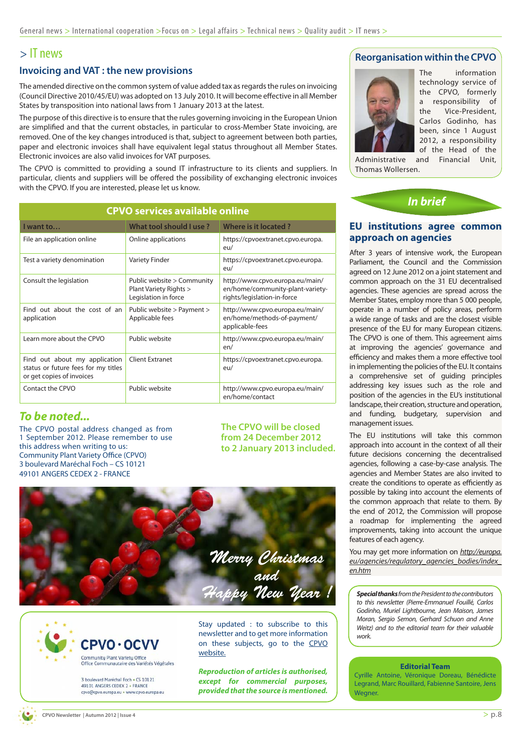# > IT news

## Invoicing and VAT : the new provisions

The amended directive on the common system of value added tax as regards the rules on invoicing (Council Directive 2010/45/EU) was adopted on 13 July 2010. It will become effective in all Member States by transposition into national laws from 1 January 2013 at the latest.

The purpose of this directive is to ensure that the rules governing invoicing in the European Union are simplified and that the current obstacles, in particular to cross-Member State invoicing, are removed. One of the key changes introduced is that, subject to agreement between both parties, paper and electronic invoices shall have equivalent legal status throughout all Member States. Electronic invoices are also valid invoices for VAT purposes.

The CPVO is committed to providing a sound IT infrastructure to its clients and suppliers. In particular, clients and suppliers will be offered the possibility of exchanging electronic invoices with the CPVO. If you are interested, please let us know.

### CPVO services available online

| I want to… | What tool should I use ? | Where is it located ? |
|---|---|---|
| File an application online | Online applications | https://cpvoextranet.cpvo.europa.eu/ |
| Test a variety denomination | Variety Finder | https://cpvoextranet.cpvo.europa.eu/ |
| Consult the legislation | Public website > Community Plant Variety Rights > Legislation in force | http://www.cpvo.europa.eu/main/en/home/community-plant-variety-rights/legislation-in-force |
| Find out about the cost of an application | Public website > Payment > Applicable fees | http://www.cpvo.europa.eu/main/en/home/methods-of-payment/applicable-fees |
| Learn more about the CPVO | Public website | http://www.cpvo.europa.eu/main/en/ |
| Find out about my application status or future fees for my titles or get copies of invoices | Client Extranet | https://cpvoextranet.cpvo.europa.eu/ |
| Contact the CPVO | Public website | http://www.cpvo.europa.eu/main/en/home/contact |

## *To be noted...*

The CPVO postal address changed as from 1 September 2012. Please remember to use this address when writing to us:
Community Plant Variety Office (CPVO)
3 boulevard Maréchal Foch – CS 10121
49101 ANGERS CEDEX 2 - FRANCE

**The CPVO will be closed from 24 December 2012 to 2 January 2013 included.**

*Merry Christmas and Happy New Year !*

CPVO · OCVV
Community Plant Variety Office
Office Communautaire des Variétés Végétales
3 boulevard Maréchal Foch • CS 10121
49101 ANGERS CEDEX 2 • FRANCE
cpvo@cpvo.europa.eu • www.cpvo.europa.eu

Stay updated : to subscribe to this newsletter and to get more information on these subjects, go to the CPVO website.

***Reproduction of articles is authorised, except for commercial purposes, provided that the source is mentioned.***

## Reorganisation within the CPVO

The information technology service of the CPVO, formerly a responsibility of the Vice-President, Carlos Godinho, has been, since 1 August 2012, a responsibility of the Head of the Administrative and Financial Unit, Thomas Wollersen.

## *In brief*

### EU institutions agree common approach on agencies

After 3 years of intensive work, the European Parliament, the Council and the Commission agreed on 12 June 2012 on a joint statement and common approach on the 31 EU decentralised agencies. These agencies are spread across the Member States, employ more than 5 000 people, operate in a number of policy areas, perform a wide range of tasks and are the closest visible presence of the EU for many European citizens. The CPVO is one of them. This agreement aims at improving the agencies' governance and efficiency and makes them a more effective tool in implementing the policies of the EU. It contains a comprehensive set of guiding principles addressing key issues such as the role and position of the agencies in the EU's institutional landscape, their creation, structure and operation, and funding, budgetary, supervision and management issues.

The EU institutions will take this common approach into account in the context of all their future decisions concerning the decentralised agencies, following a case-by-case analysis. The agencies and Member States are also invited to create the conditions to operate as efficiently as possible by taking into account the elements of the common approach that relate to them. By the end of 2012, the Commission will propose a roadmap for implementing the agreed improvements, taking into account the unique features of each agency.

You may get more information on *http://europa.eu/agencies/regulatory_agencies_bodies/index_en.htm*

***Special thanks** from the President to the contributors to this newsletter (Pierre-Emmanuel Fouillé, Carlos Godinho, Muriel Lightbourne, Jean Maison, James Moran, Sergio Semon, Gerhard Schuon and Anne Weitz) and to the editorial team for their valuable work.*

**Editorial Team**
Cyrille Antoine, Véronique Doreau, Bénédicte Legrand, Marc Rouillard, Fabienne Santoire, Jens Wegner.